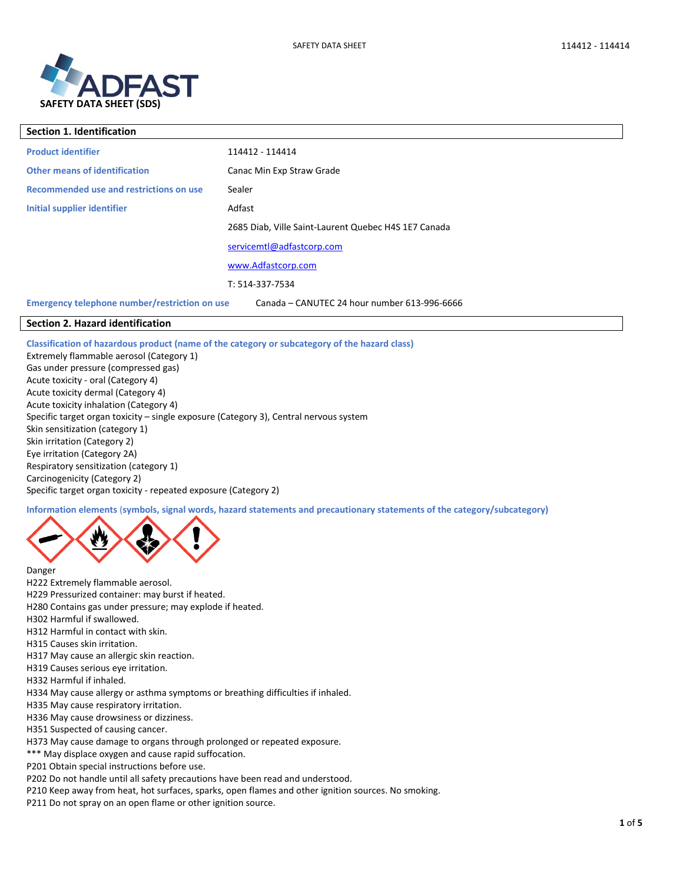# SAFETY DATA SHEET (SDS)

## Section 1. Identification

| | |
|---|---|
| **Product identifier** | 114412 - 114414 |
| **Other means of identification** | Canac Min Exp Straw Grade |
| **Recommended use and restrictions on use** | Sealer |
| **Initial supplier identifier** | Adfast |
| | 2685 Diab, Ville Saint-Laurent Quebec H4S 1E7 Canada |
| | servicemtl@adfastcorp.com |
| | www.Adfastcorp.com |
| | T: 514-337-7534 |
| **Emergency telephone number/restriction on use** | Canada – CANUTEC 24 hour number 613-996-6666 |

## Section 2. Hazard identification

**Classification of hazardous product (name of the category or subcategory of the hazard class)**

Extremely flammable aerosol (Category 1)
Gas under pressure (compressed gas)
Acute toxicity - oral (Category 4)
Acute toxicity dermal (Category 4)
Acute toxicity inhalation (Category 4)
Specific target organ toxicity – single exposure (Category 3), Central nervous system
Skin sensitization (category 1)
Skin irritation (Category 2)
Eye irritation (Category 2A)
Respiratory sensitization (category 1)
Carcinogenicity (Category 2)
Specific target organ toxicity - repeated exposure (Category 2)

**Information elements (symbols, signal words, hazard statements and precautionary statements of the category/subcategory)**

Danger
H222 Extremely flammable aerosol.
H229 Pressurized container: may burst if heated.
H280 Contains gas under pressure; may explode if heated.
H302 Harmful if swallowed.
H312 Harmful in contact with skin.
H315 Causes skin irritation.
H317 May cause an allergic skin reaction.
H319 Causes serious eye irritation.
H332 Harmful if inhaled.
H334 May cause allergy or asthma symptoms or breathing difficulties if inhaled.
H335 May cause respiratory irritation.
H336 May cause drowsiness or dizziness.
H351 Suspected of causing cancer.
H373 May cause damage to organs through prolonged or repeated exposure.
*** May displace oxygen and cause rapid suffocation.
P201 Obtain special instructions before use.
P202 Do not handle until all safety precautions have been read and understood.
P210 Keep away from heat, hot surfaces, sparks, open flames and other ignition sources. No smoking.
P211 Do not spray on an open flame or other ignition source.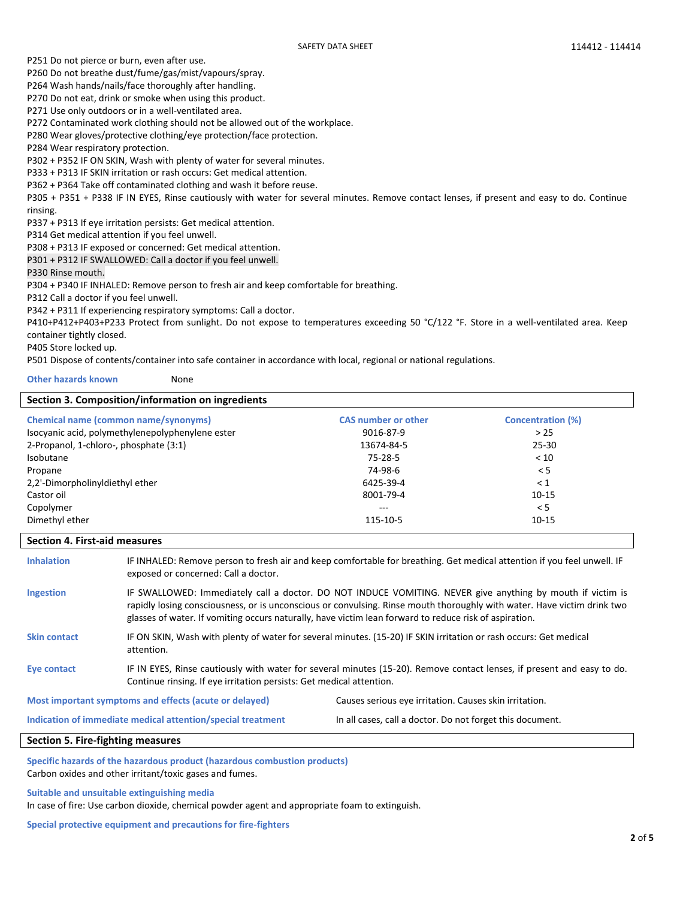P251 Do not pierce or burn, even after use.
P260 Do not breathe dust/fume/gas/mist/vapours/spray.
P264 Wash hands/nails/face thoroughly after handling.
P270 Do not eat, drink or smoke when using this product.
P271 Use only outdoors or in a well-ventilated area.
P272 Contaminated work clothing should not be allowed out of the workplace.
P280 Wear gloves/protective clothing/eye protection/face protection.
P284 Wear respiratory protection.
P302 + P352 IF ON SKIN, Wash with plenty of water for several minutes.
P333 + P313 IF SKIN irritation or rash occurs: Get medical attention.
P362 + P364 Take off contaminated clothing and wash it before reuse.
P305 + P351 + P338 IF IN EYES, Rinse cautiously with water for several minutes. Remove contact lenses, if present and easy to do. Continue rinsing.
P337 + P313 If eye irritation persists: Get medical attention.
P314 Get medical attention if you feel unwell.
P308 + P313 IF exposed or concerned: Get medical attention.
P301 + P312 IF SWALLOWED: Call a doctor if you feel unwell.
P330 Rinse mouth.
P304 + P340 IF INHALED: Remove person to fresh air and keep comfortable for breathing.
P312 Call a doctor if you feel unwell.
P342 + P311 If experiencing respiratory symptoms: Call a doctor.
P410+P412+P403+P233 Protect from sunlight. Do not expose to temperatures exceeding 50 °C/122 °F. Store in a well-ventilated area. Keep container tightly closed.
P405 Store locked up.
P501 Dispose of contents/container into safe container in accordance with local, regional or national regulations.

**Other hazards known** None

## Section 3. Composition/information on ingredients

| Chemical name (common name/synonyms) | CAS number or other | Concentration (%) |
|---|---|---|
| Isocyanic acid, polymethylenepolyphenylene ester | 9016-87-9 | > 25 |
| 2-Propanol, 1-chloro-, phosphate (3:1) | 13674-84-5 | 25-30 |
| Isobutane | 75-28-5 | < 10 |
| Propane | 74-98-6 | < 5 |
| 2,2'-Dimorpholinyldiethyl ether | 6425-39-4 | < 1 |
| Castor oil | 8001-79-4 | 10-15 |
| Copolymer | --- | < 5 |
| Dimethyl ether | 115-10-5 | 10-15 |

## Section 4. First-aid measures

**Inhalation** IF INHALED: Remove person to fresh air and keep comfortable for breathing. Get medical attention if you feel unwell. IF exposed or concerned: Call a doctor.

**Ingestion** IF SWALLOWED: Immediately call a doctor. DO NOT INDUCE VOMITING. NEVER give anything by mouth if victim is rapidly losing consciousness, or is unconscious or convulsing. Rinse mouth thoroughly with water. Have victim drink two glasses of water. If vomiting occurs naturally, have victim lean forward to reduce risk of aspiration.

**Skin contact** IF ON SKIN, Wash with plenty of water for several minutes. (15-20) IF SKIN irritation or rash occurs: Get medical attention.

**Eye contact** IF IN EYES, Rinse cautiously with water for several minutes (15-20). Remove contact lenses, if present and easy to do. Continue rinsing. If eye irritation persists: Get medical attention.

**Most important symptoms and effects (acute or delayed)** Causes serious eye irritation. Causes skin irritation.

**Indication of immediate medical attention/special treatment** In all cases, call a doctor. Do not forget this document.

## Section 5. Fire-fighting measures

**Specific hazards of the hazardous product (hazardous combustion products)**
Carbon oxides and other irritant/toxic gases and fumes.

**Suitable and unsuitable extinguishing media**
In case of fire: Use carbon dioxide, chemical powder agent and appropriate foam to extinguish.

**Special protective equipment and precautions for fire-fighters**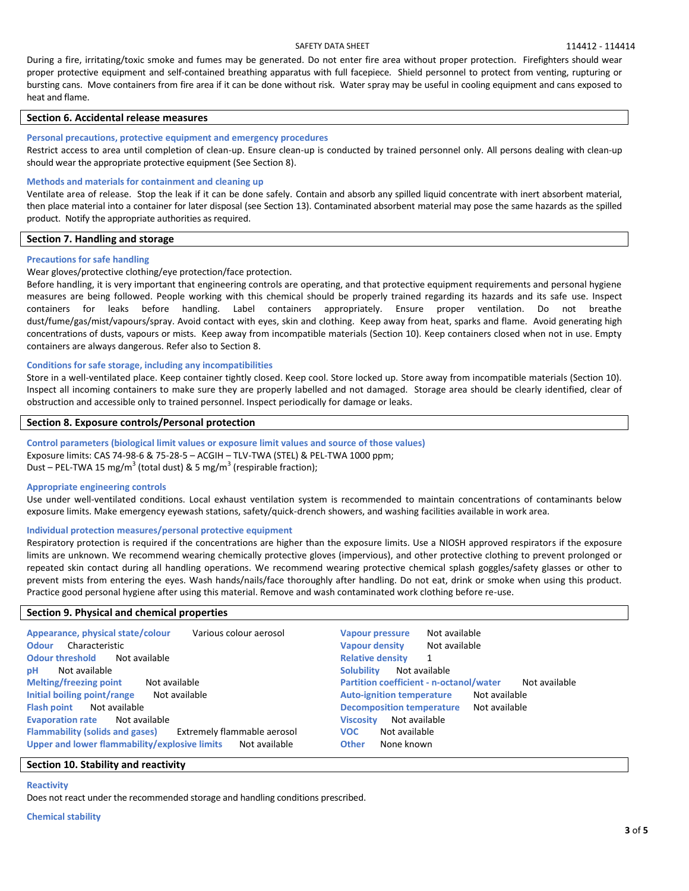During a fire, irritating/toxic smoke and fumes may be generated. Do not enter fire area without proper protection. Firefighters should wear proper protective equipment and self-contained breathing apparatus with full facepiece. Shield personnel to protect from venting, rupturing or bursting cans. Move containers from fire area if it can be done without risk. Water spray may be useful in cooling equipment and cans exposed to heat and flame.

## Section 6. Accidental release measures

### Personal precautions, protective equipment and emergency procedures

Restrict access to area until completion of clean-up. Ensure clean-up is conducted by trained personnel only. All persons dealing with clean-up should wear the appropriate protective equipment (See Section 8).

### Methods and materials for containment and cleaning up

Ventilate area of release. Stop the leak if it can be done safely. Contain and absorb any spilled liquid concentrate with inert absorbent material, then place material into a container for later disposal (see Section 13). Contaminated absorbent material may pose the same hazards as the spilled product. Notify the appropriate authorities as required.

## Section 7. Handling and storage

### Precautions for safe handling

Wear gloves/protective clothing/eye protection/face protection.

Before handling, it is very important that engineering controls are operating, and that protective equipment requirements and personal hygiene measures are being followed. People working with this chemical should be properly trained regarding its hazards and its safe use. Inspect containers for leaks before handling. Label containers appropriately. Ensure proper ventilation. Do not breathe dust/fume/gas/mist/vapours/spray. Avoid contact with eyes, skin and clothing. Keep away from heat, sparks and flame. Avoid generating high concentrations of dusts, vapours or mists. Keep away from incompatible materials (Section 10). Keep containers closed when not in use. Empty containers are always dangerous. Refer also to Section 8.

### Conditions for safe storage, including any incompatibilities

Store in a well-ventilated place. Keep container tightly closed. Keep cool. Store locked up. Store away from incompatible materials (Section 10). Inspect all incoming containers to make sure they are properly labelled and not damaged. Storage area should be clearly identified, clear of obstruction and accessible only to trained personnel. Inspect periodically for damage or leaks.

## Section 8. Exposure controls/Personal protection

### Control parameters (biological limit values or exposure limit values and source of those values)

Exposure limits: CAS 74-98-6 & 75-28-5 – ACGIH – TLV-TWA (STEL) & PEL-TWA 1000 ppm;
Dust – PEL-TWA 15 mg/m$^3$ (total dust) & 5 mg/m$^3$ (respirable fraction);

### Appropriate engineering controls

Use under well-ventilated conditions. Local exhaust ventilation system is recommended to maintain concentrations of contaminants below exposure limits. Make emergency eyewash stations, safety/quick-drench showers, and washing facilities available in work area.

### Individual protection measures/personal protective equipment

Respiratory protection is required if the concentrations are higher than the exposure limits. Use a NIOSH approved respirators if the exposure limits are unknown. We recommend wearing chemically protective gloves (impervious), and other protective clothing to prevent prolonged or repeated skin contact during all handling operations. We recommend wearing protective chemical splash goggles/safety glasses or other to prevent mists from entering the eyes. Wash hands/nails/face thoroughly after handling. Do not eat, drink or smoke when using this product. Practice good personal hygiene after using this material. Remove and wash contaminated work clothing before re-use.

## Section 9. Physical and chemical properties

| Property | Value |
|---|---|
| Appearance, physical state/colour | Various colour aerosol |
| Odour | Characteristic |
| Odour threshold | Not available |
| pH | Not available |
| Melting/freezing point | Not available |
| Initial boiling point/range | Not available |
| Flash point | Not available |
| Evaporation rate | Not available |
| Flammability (solids and gases) | Extremely flammable aerosol |
| Upper and lower flammability/explosive limits | Not available |
| Vapour pressure | Not available |
| Vapour density | Not available |
| Relative density | 1 |
| Solubility | Not available |
| Partition coefficient - n-octanol/water | Not available |
| Auto-ignition temperature | Not available |
| Decomposition temperature | Not available |
| Viscosity | Not available |
| VOC | Not available |
| Other | None known |

## Section 10. Stability and reactivity

### Reactivity

Does not react under the recommended storage and handling conditions prescribed.

### Chemical stability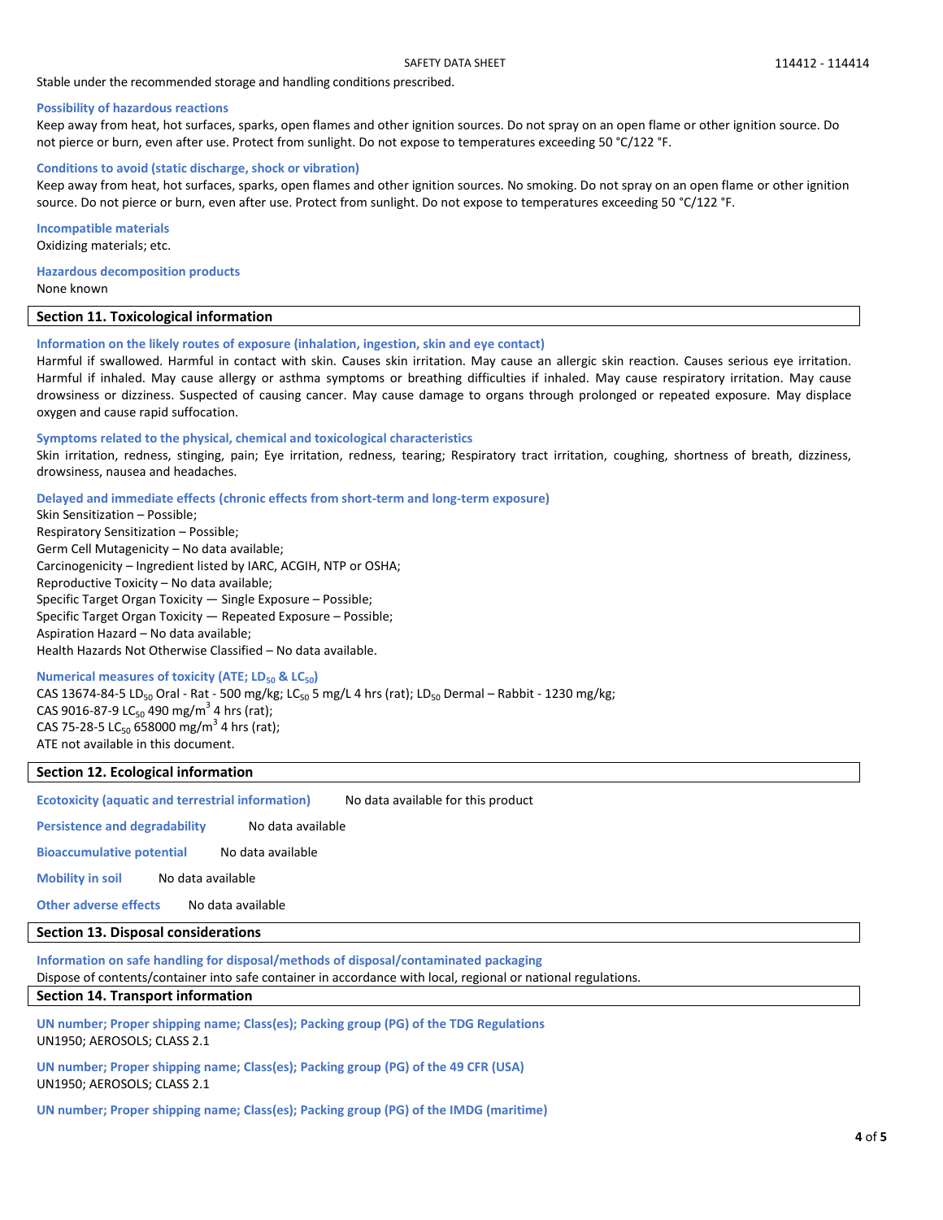Stable under the recommended storage and handling conditions prescribed.

### Possibility of hazardous reactions

Keep away from heat, hot surfaces, sparks, open flames and other ignition sources. Do not spray on an open flame or other ignition source. Do not pierce or burn, even after use. Protect from sunlight. Do not expose to temperatures exceeding 50 °C/122 °F.

### Conditions to avoid (static discharge, shock or vibration)

Keep away from heat, hot surfaces, sparks, open flames and other ignition sources. No smoking. Do not spray on an open flame or other ignition source. Do not pierce or burn, even after use. Protect from sunlight. Do not expose to temperatures exceeding 50 °C/122 °F.

### Incompatible materials

Oxidizing materials; etc.

### Hazardous decomposition products

None known

## Section 11. Toxicological information

### Information on the likely routes of exposure (inhalation, ingestion, skin and eye contact)

Harmful if swallowed. Harmful in contact with skin. Causes skin irritation. May cause an allergic skin reaction. Causes serious eye irritation. Harmful if inhaled. May cause allergy or asthma symptoms or breathing difficulties if inhaled. May cause respiratory irritation. May cause drowsiness or dizziness. Suspected of causing cancer. May cause damage to organs through prolonged or repeated exposure. May displace oxygen and cause rapid suffocation.

### Symptoms related to the physical, chemical and toxicological characteristics

Skin irritation, redness, stinging, pain; Eye irritation, redness, tearing; Respiratory tract irritation, coughing, shortness of breath, dizziness, drowsiness, nausea and headaches.

### Delayed and immediate effects (chronic effects from short-term and long-term exposure)

Skin Sensitization – Possible;
Respiratory Sensitization – Possible;
Germ Cell Mutagenicity – No data available;
Carcinogenicity – Ingredient listed by IARC, ACGIH, NTP or OSHA;
Reproductive Toxicity – No data available;
Specific Target Organ Toxicity — Single Exposure – Possible;
Specific Target Organ Toxicity — Repeated Exposure – Possible;
Aspiration Hazard – No data available;
Health Hazards Not Otherwise Classified – No data available.

### Numerical measures of toxicity (ATE; $LD_{50}$ & $LC_{50}$)

CAS 13674-84-5 $LD_{50}$ Oral - Rat - 500 mg/kg; $LC_{50}$ 5 mg/L 4 hrs (rat); $LD_{50}$ Dermal – Rabbit - 1230 mg/kg;
CAS 9016-87-9 $LC_{50}$ 490 mg/m$^3$ 4 hrs (rat);
CAS 75-28-5 $LC_{50}$ 658000 mg/m$^3$ 4 hrs (rat);
ATE not available in this document.

## Section 12. Ecological information

**Ecotoxicity (aquatic and terrestrial information)** No data available for this product

**Persistence and degradability** No data available

**Bioaccumulative potential** No data available

**Mobility in soil** No data available

**Other adverse effects** No data available

## Section 13. Disposal considerations

### Information on safe handling for disposal/methods of disposal/contaminated packaging

Dispose of contents/container into safe container in accordance with local, regional or national regulations.

## Section 14. Transport information

### UN number; Proper shipping name; Class(es); Packing group (PG) of the TDG Regulations

UN1950; AEROSOLS; CLASS 2.1

### UN number; Proper shipping name; Class(es); Packing group (PG) of the 49 CFR (USA)

UN1950; AEROSOLS; CLASS 2.1

### UN number; Proper shipping name; Class(es); Packing group (PG) of the IMDG (maritime)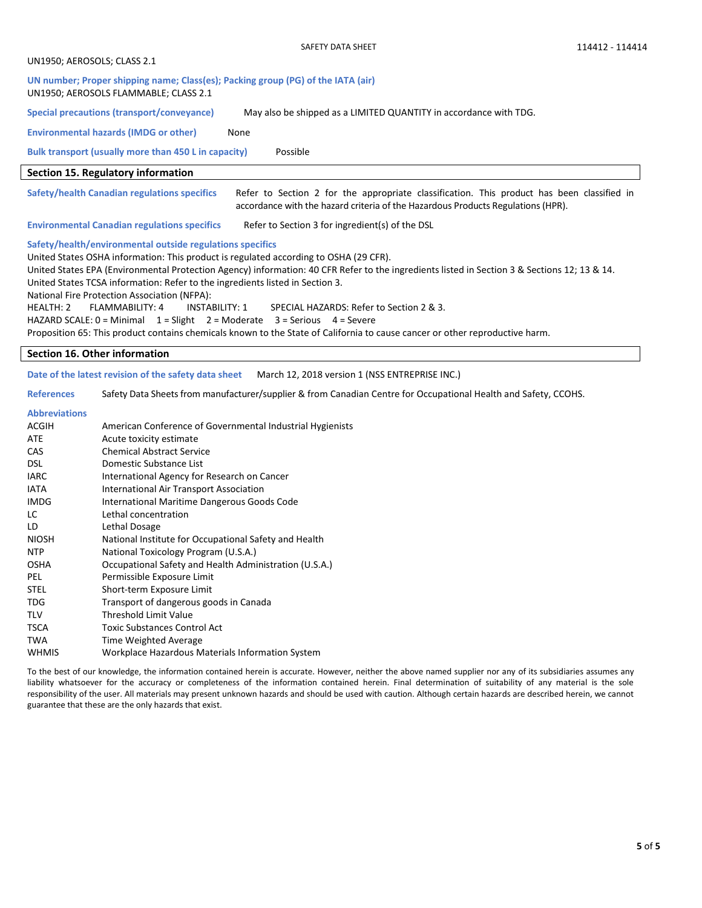UN1950; AEROSOLS; CLASS 2.1

**UN number; Proper shipping name; Class(es); Packing group (PG) of the IATA (air)**
UN1950; AEROSOLS FLAMMABLE; CLASS 2.1

**Special precautions (transport/conveyance)** May also be shipped as a LIMITED QUANTITY in accordance with TDG.

**Environmental hazards (IMDG or other)** None

**Bulk transport (usually more than 450 L in capacity)** Possible

## Section 15. Regulatory information

**Safety/health Canadian regulations specifics** Refer to Section 2 for the appropriate classification. This product has been classified in accordance with the hazard criteria of the Hazardous Products Regulations (HPR).

**Environmental Canadian regulations specifics** Refer to Section 3 for ingredient(s) of the DSL

**Safety/health/environmental outside regulations specifics**
United States OSHA information: This product is regulated according to OSHA (29 CFR).
United States EPA (Environmental Protection Agency) information: 40 CFR Refer to the ingredients listed in Section 3 & Sections 12; 13 & 14.
United States TCSA information: Refer to the ingredients listed in Section 3.
National Fire Protection Association (NFPA):
HEALTH: 2 FLAMMABILITY: 4 INSTABILITY: 1 SPECIAL HAZARDS: Refer to Section 2 & 3.
HAZARD SCALE: 0 = Minimal 1 = Slight 2 = Moderate 3 = Serious 4 = Severe
Proposition 65: This product contains chemicals known to the State of California to cause cancer or other reproductive harm.

## Section 16. Other information

**Date of the latest revision of the safety data sheet** March 12, 2018 version 1 (NSS ENTREPRISE INC.)

**References** Safety Data Sheets from manufacturer/supplier & from Canadian Centre for Occupational Health and Safety, CCOHS.

**Abbreviations**

| | |
|---|---|
| ACGIH | American Conference of Governmental Industrial Hygienists |
| ATE | Acute toxicity estimate |
| CAS | Chemical Abstract Service |
| DSL | Domestic Substance List |
| IARC | International Agency for Research on Cancer |
| IATA | International Air Transport Association |
| IMDG | International Maritime Dangerous Goods Code |
| LC | Lethal concentration |
| LD | Lethal Dosage |
| NIOSH | National Institute for Occupational Safety and Health |
| NTP | National Toxicology Program (U.S.A.) |
| OSHA | Occupational Safety and Health Administration (U.S.A.) |
| PEL | Permissible Exposure Limit |
| STEL | Short-term Exposure Limit |
| TDG | Transport of dangerous goods in Canada |
| TLV | Threshold Limit Value |
| TSCA | Toxic Substances Control Act |
| TWA | Time Weighted Average |
| WHMIS | Workplace Hazardous Materials Information System |

To the best of our knowledge, the information contained herein is accurate. However, neither the above named supplier nor any of its subsidiaries assumes any liability whatsoever for the accuracy or completeness of the information contained herein. Final determination of suitability of any material is the sole responsibility of the user. All materials may present unknown hazards and should be used with caution. Although certain hazards are described herein, we cannot guarantee that these are the only hazards that exist.